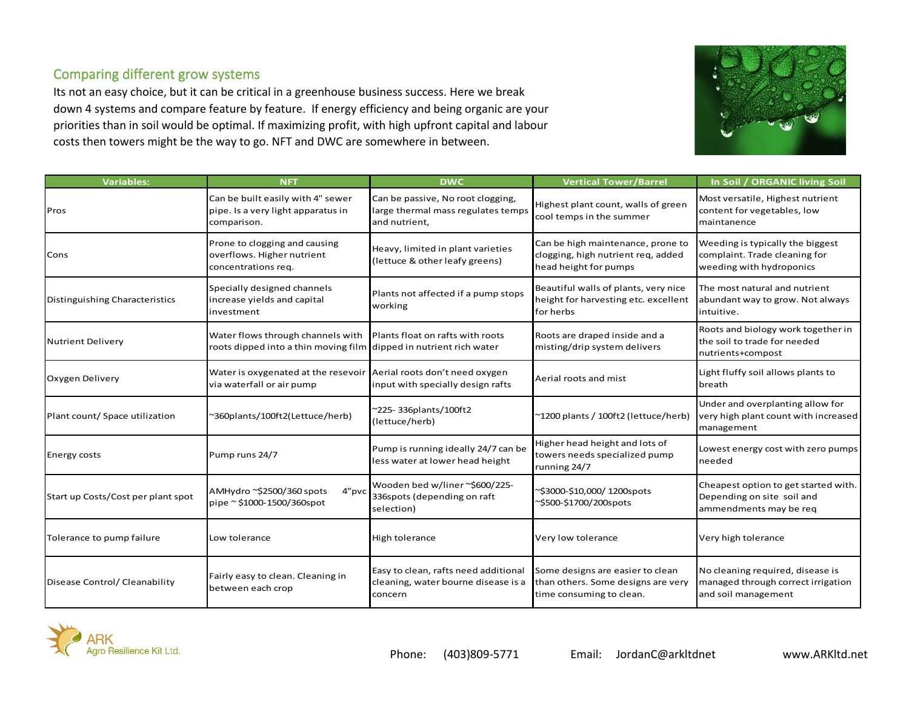## Comparing different grow systems

Its not an easy choice, but it can be critical in a greenhouse business success. Here we break down 4 systems and compare feature by feature. If energy efficiency and being organic are your priorities than in soil would be optimal. If maximizing profit, with high upfront capital and labour costs then towers might be the way to go. NFT and DWC are somewhere in between.

| Variables: | NFT | DWC | Vertical Tower/Barrel | In Soil / ORGANIC living Soil |
|---|---|---|---|---|
| Pros | Can be built easily with 4" sewer pipe. Is a very light apparatus in comparison. | Can be passive, No root clogging, large thermal mass regulates temps and nutrient, | Highest plant count, walls of green cool temps in the summer | Most versatile, Highest nutrient content for vegetables, low maintanence |
| Cons | Prone to clogging and causing overflows. Higher nutrient concentrations req. | Heavy, limited in plant varieties (lettuce & other leafy greens) | Can be high maintenance, prone to clogging, high nutrient req, added head height for pumps | Weeding is typically the biggest complaint. Trade cleaning for weeding with hydroponics |
| Distinguishing Characteristics | Specially designed channels increase yields and capital investment | Plants not affected if a pump stops working | Beautiful walls of plants, very nice height for harvesting etc. excellent for herbs | The most natural and nutrient abundant way to grow. Not always intuitive. |
| Nutrient Delivery | Water flows through channels with roots dipped into a thin moving film | Plants float on rafts with roots dipped in nutrient rich water | Roots are draped inside and a misting/drip system delivers | Roots and biology work together in the soil to trade for needed nutrients+compost |
| Oxygen Delivery | Water is oxygenated at the resevoir via waterfall or air pump | Aerial roots don't need oxygen input with specially design rafts | Aerial roots and mist | Light fluffy soil allows plants to breath |
| Plant count/ Space utilization | ~360plants/100ft2(Lettuce/herb) | ~225- 336plants/100ft2 (lettuce/herb) | ~1200 plants / 100ft2 (lettuce/herb) | Under and overplanting allow for very high plant count with increased management |
| Energy costs | Pump runs 24/7 | Pump is running ideally 24/7 can be less water at lower head height | Higher head height and lots of towers needs specialized pump running 24/7 | Lowest energy cost with zero pumps needed |
| Start up Costs/Cost per plant spot | AMHydro ~$2500/360 spots 4"pvc pipe ~ $1000-1500/360spot | Wooden bed w/liner ~$600/225-336spots (depending on raft selection) | ~$3000-$10,000/ 1200spots ~$500-$1700/200spots | Cheapest option to get started with. Depending on site soil and ammendments may be req |
| Tolerance to pump failure | Low tolerance | High tolerance | Very low tolerance | Very high tolerance |
| Disease Control/ Cleanability | Fairly easy to clean. Cleaning in between each crop | Easy to clean, rafts need additional cleaning, water bourne disease is a concern | Some designs are easier to clean than others. Some designs are very time consuming to clean. | No cleaning required, disease is managed through correct irrigation and soil management |

ARK Agro Resilience Kit Ltd.

Phone: (403)809-5771 Email: JordanC@arkltdnet www.ARKltd.net